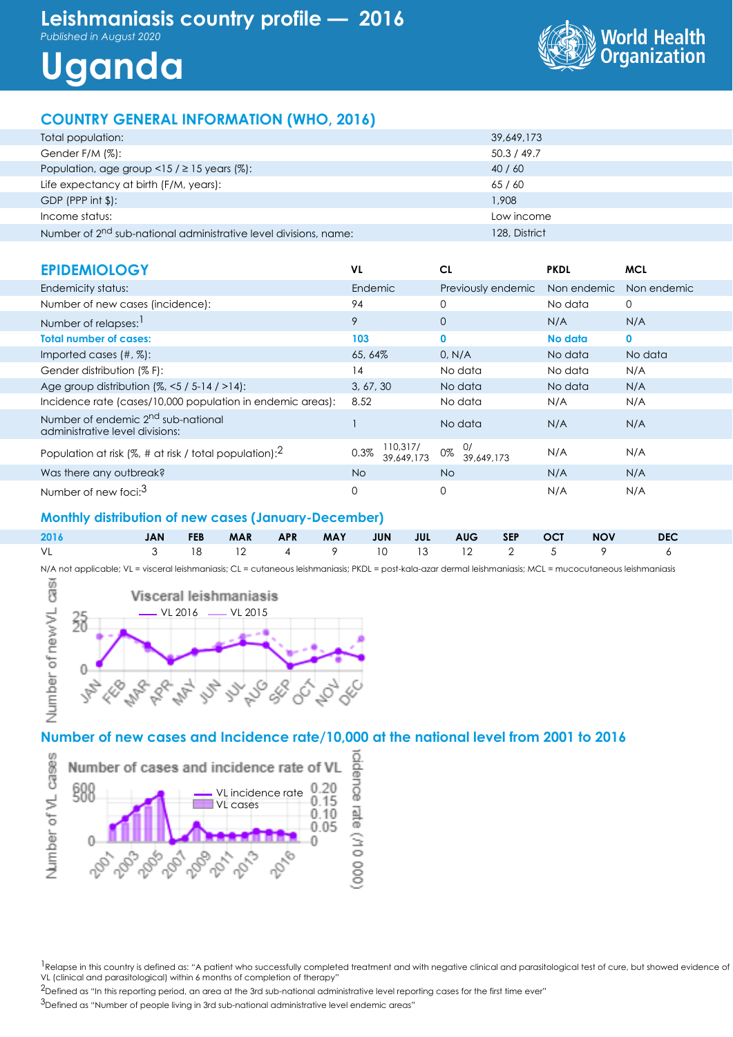# Leishmaniasis country profile — 2016

*Published in August 2020*

# Uganda

World Health Organization

## COUNTRY GENERAL INFORMATION (WHO, 2016)

| | |
|---|---|
| Total population: | 39,649,173 |
| Gender F/M (%): | 50.3 / 49.7 |
| Population, age group <15 / ≥ 15 years (%): | 40 / 60 |
| Life expectancy at birth (F/M, years): | 65 / 60 |
| GDP (PPP int $): | 1,908 |
| Income status: | Low income |
| Number of 2nd sub-national administrative level divisions, name: | 128, District |

## EPIDEMIOLOGY

| | VL | CL | PKDL | MCL |
|---|---|---|---|---|
| Endemicity status: | Endemic | Previously endemic | Non endemic | Non endemic |
| Number of new cases (incidence): | 94 | 0 | No data | 0 |
| Number of relapses:[1] | 9 | 0 | N/A | N/A |
| **Total number of cases:** | **103** | **0** | **No data** | **0** |
| Imported cases (#, %): | 65, 64% | 0, N/A | No data | No data |
| Gender distribution (% F): | 14 | No data | No data | N/A |
| Age group distribution (%, <5 / 5-14 / >14): | 3, 67, 30 | No data | No data | N/A |
| Incidence rate (cases/10,000 population in endemic areas): | 8.52 | No data | N/A | N/A |
| Number of endemic 2nd sub-national administrative level divisions: | 1 | No data | N/A | N/A |
| Population at risk (%, # at risk / total population):[2] | 0.3% 110,317/ 39,649,173 | 0% 0/ 39,649,173 | N/A | N/A |
| Was there any outbreak? | No | No | N/A | N/A |
| Number of new foci:[3] | 0 | 0 | N/A | N/A |

### Monthly distribution of new cases (January-December)

| 2016 | JAN | FEB | MAR | APR | MAY | JUN | JUL | AUG | SEP | OCT | NOV | DEC |
|---|---|---|---|---|---|---|---|---|---|---|---|---|
| VL | 3 | 18 | 12 | 4 | 9 | 10 | 13 | 12 | 2 | 5 | 9 | 6 |

N/A not applicable; VL = visceral leishmaniasis; CL = cutaneous leishmaniasis; PKDL = post-kala-azar dermal leishmaniasis; MCL = mucocutaneous leishmaniasis

### Number of new cases and Incidence rate/10,000 at the national level from 2001 to 2016

[1]Relapse in this country is defined as: "A patient who successfully completed treatment and with negative clinical and parasitological test of cure, but showed evidence of VL (clinical and parasitological) within 6 months of completion of therapy"

[2]Defined as "In this reporting period, an area at the 3rd sub-national administrative level reporting cases for the first time ever"

[3]Defined as "Number of people living in 3rd sub-national administrative level endemic areas"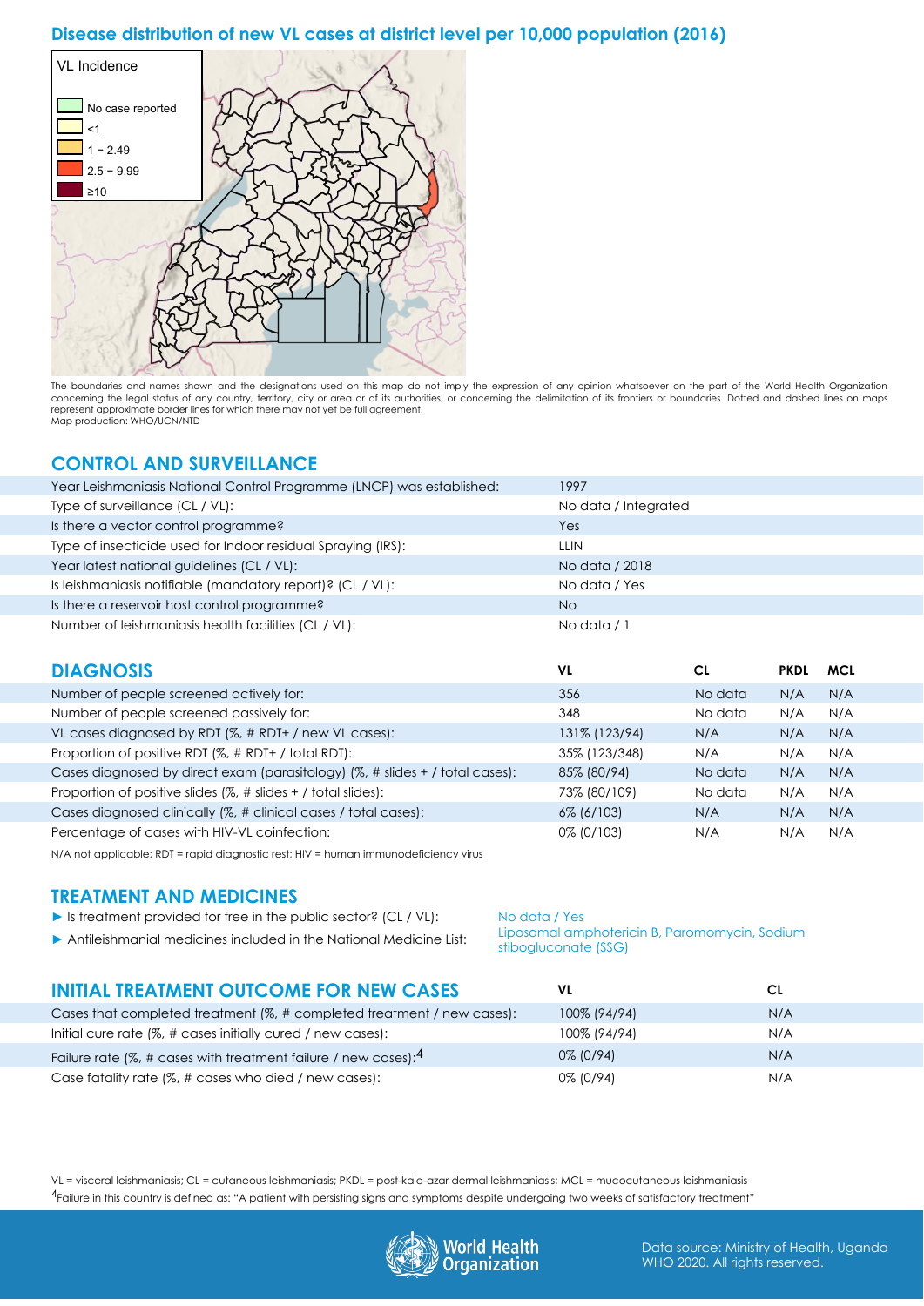## Disease distribution of new VL cases at district level per 10,000 population (2016)

VL Incidence

No case reported

<1

1 – 2.49

2.5 – 9.99

≥10

The boundaries and names shown and the designations used on this map do not imply the expression of any opinion whatsoever on the part of the World Health Organization concerning the legal status of any country, territory, city or area or of its authorities, or concerning the delimitation of its frontiers or boundaries. Dotted and dashed lines on maps represent approximate border lines for which there may not yet be full agreement.
Map production: WHO/UCN/NTD

## CONTROL AND SURVEILLANCE

| | |
|---|---|
| Year Leishmaniasis National Control Programme (LNCP) was established: | 1997 |
| Type of surveillance (CL / VL): | No data / Integrated |
| Is there a vector control programme? | Yes |
| Type of insecticide used for Indoor residual Spraying (IRS): | LLIN |
| Year latest national guidelines (CL / VL): | No data / 2018 |
| Is leishmaniasis notifiable (mandatory report)? (CL / VL): | No data / Yes |
| Is there a reservoir host control programme? | No |
| Number of leishmaniasis health facilities (CL / VL): | No data / 1 |

## DIAGNOSIS

| | VL | CL | PKDL | MCL |
|---|---|---|---|---|
| Number of people screened actively for: | 356 | No data | N/A | N/A |
| Number of people screened passively for: | 348 | No data | N/A | N/A |
| VL cases diagnosed by RDT (%, # RDT+ / new VL cases): | 131% (123/94) | N/A | N/A | N/A |
| Proportion of positive RDT (%, # RDT+ / total RDT): | 35% (123/348) | N/A | N/A | N/A |
| Cases diagnosed by direct exam (parasitology) (%, # slides + / total cases): | 85% (80/94) | No data | N/A | N/A |
| Proportion of positive slides (%, # slides + / total slides): | 73% (80/109) | No data | N/A | N/A |
| Cases diagnosed clinically (%, # clinical cases / total cases): | 6% (6/103) | N/A | N/A | N/A |
| Percentage of cases with HIV-VL coinfection: | 0% (0/103) | N/A | N/A | N/A |

N/A not applicable; RDT = rapid diagnostic rest; HIV = human immunodeficiency virus

## TREATMENT AND MEDICINES

- ► Is treatment provided for free in the public sector? (CL / VL): No data / Yes
- ► Antileishmanial medicines included in the National Medicine List: Liposomal amphotericin B, Paromomycin, Sodium stibogluconate (SSG)

## INITIAL TREATMENT OUTCOME FOR NEW CASES

| | VL | CL |
|---|---|---|
| Cases that completed treatment (%, # completed treatment / new cases): | 100% (94/94) | N/A |
| Initial cure rate (%, # cases initially cured / new cases): | 100% (94/94) | N/A |
| Failure rate (%, # cases with treatment failure / new cases):[4] | 0% (0/94) | N/A |
| Case fatality rate (%, # cases who died / new cases): | 0% (0/94) | N/A |

VL = visceral leishmaniasis; CL = cutaneous leishmaniasis; PKDL = post-kala-azar dermal leishmaniasis; MCL = mucocutaneous leishmaniasis

[4]Failure in this country is defined as: "A patient with persisting signs and symptoms despite undergoing two weeks of satisfactory treatment"

World Health Organization

Data source: Ministry of Health, Uganda
WHO 2020. All rights reserved.